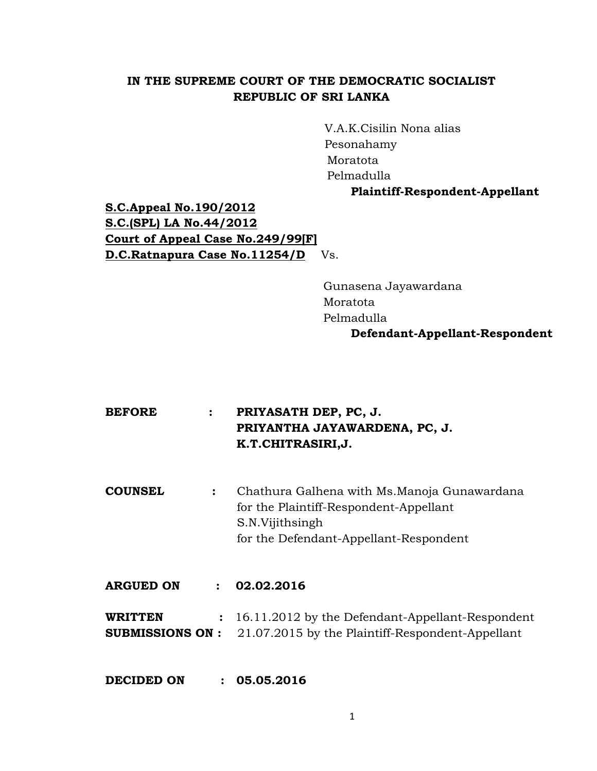**IN THE SUPREME COURT OF THE DEMOCRATIC SOCIALIST REPUBLIC OF SRI LANKA**

V.A.K.Cisilin Nona alias
Pesonahamy
Moratota
Pelmadulla
**Plaintiff-Respondent-Appellant**

**S.C.Appeal No.190/2012**
**S.C.(SPL) LA No.44/2012**
**Court of Appeal Case No.249/99[F]**
**D.C.Ratnapura Case No.11254/D** Vs.

Gunasena Jayawardana
Moratota
Pelmadulla
**Defendant-Appellant-Respondent**

**BEFORE :** **PRIYASATH DEP, PC, J.**
**PRIYANTHA JAYAWARDENA, PC, J.**
**K.T.CHITRASIRI,J.**

**COUNSEL :** Chathura Galhena with Ms.Manoja Gunawardana for the Plaintiff-Respondent-Appellant
S.N.Vijithsingh for the Defendant-Appellant-Respondent

**ARGUED ON :** **02.02.2016**

**WRITTEN SUBMISSIONS ON :** 16.11.2012 by the Defendant-Appellant-Respondent
21.07.2015 by the Plaintiff-Respondent-Appellant

**DECIDED ON :** **05.05.2016**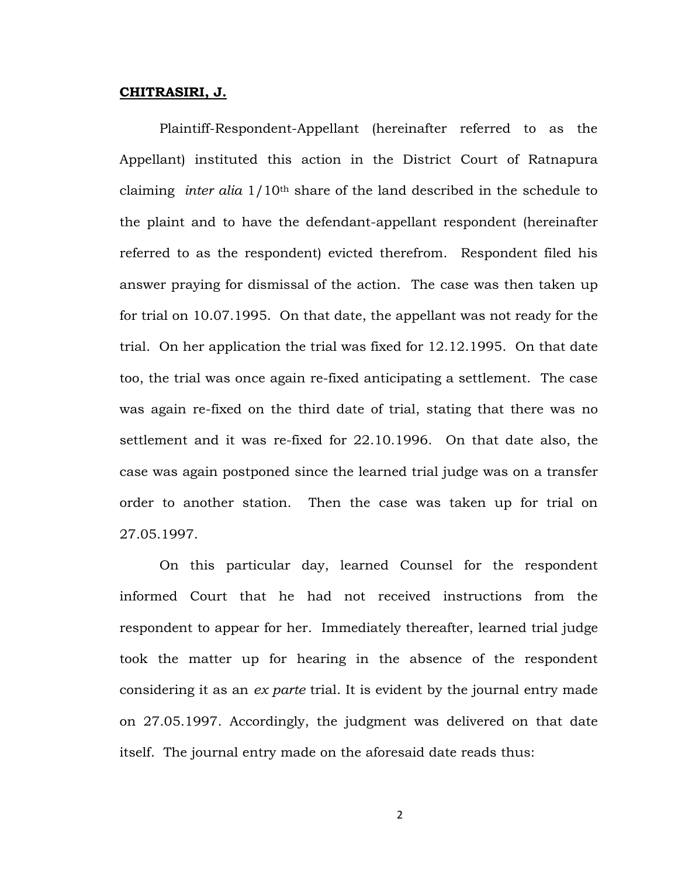**CHITRASIRI, J.**

Plaintiff-Respondent-Appellant (hereinafter referred to as the Appellant) instituted this action in the District Court of Ratnapura claiming *inter alia* 1/10th share of the land described in the schedule to the plaint and to have the defendant-appellant respondent (hereinafter referred to as the respondent) evicted therefrom. Respondent filed his answer praying for dismissal of the action. The case was then taken up for trial on 10.07.1995. On that date, the appellant was not ready for the trial. On her application the trial was fixed for 12.12.1995. On that date too, the trial was once again re-fixed anticipating a settlement. The case was again re-fixed on the third date of trial, stating that there was no settlement and it was re-fixed for 22.10.1996. On that date also, the case was again postponed since the learned trial judge was on a transfer order to another station. Then the case was taken up for trial on 27.05.1997.

On this particular day, learned Counsel for the respondent informed Court that he had not received instructions from the respondent to appear for her. Immediately thereafter, learned trial judge took the matter up for hearing in the absence of the respondent considering it as an *ex parte* trial. It is evident by the journal entry made on 27.05.1997. Accordingly, the judgment was delivered on that date itself. The journal entry made on the aforesaid date reads thus: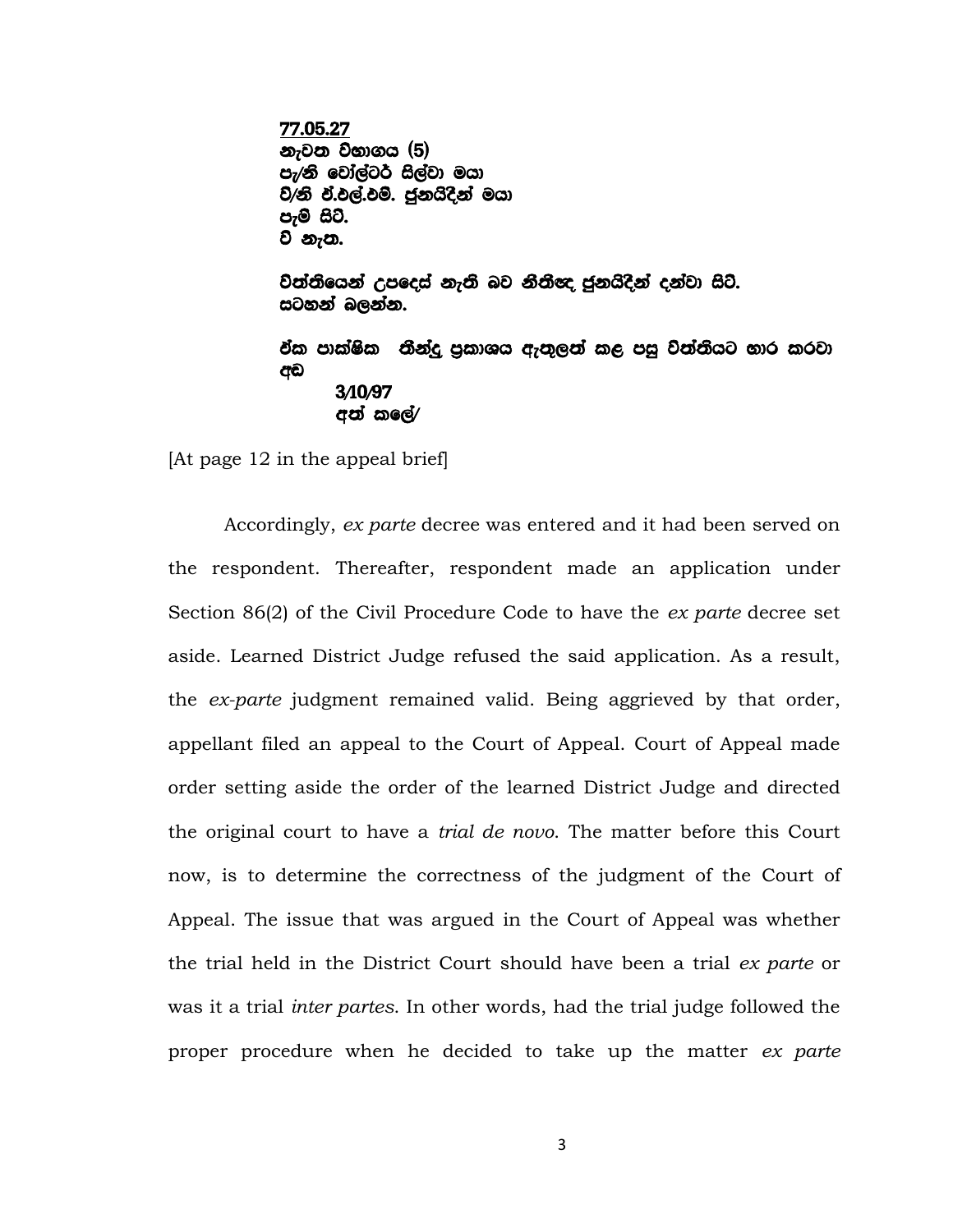**<u>77.05.27</u>**
**නැවත විභාගය (5)**
**පැ/නි වෝල්ටර් සිල්වා මයා**
**වි/නි ඒ.එල්.එම්. ජුනයිදීන් මයා**
**පැම සිටී.**
**වි නැත.**

**විත්තියෙන් උපදෙස් නැති බව නීතිඥ ජුනයිදීන් දන්වා සිටී.**
**සටහන් බලන්න.**

**ඒක පාක්ෂික තීන්දු ප්‍රකාශය ඇතුලත් කළ පසු විත්තියට භාර කරවා**
**අඩ**
**3/10/97**
**අත් කලේ/**

[At page 12 in the appeal brief]

Accordingly, *ex parte* decree was entered and it had been served on the respondent. Thereafter, respondent made an application under Section 86(2) of the Civil Procedure Code to have the *ex parte* decree set aside. Learned District Judge refused the said application. As a result, the *ex-parte* judgment remained valid. Being aggrieved by that order, appellant filed an appeal to the Court of Appeal. Court of Appeal made order setting aside the order of the learned District Judge and directed the original court to have a *trial de novo*. The matter before this Court now, is to determine the correctness of the judgment of the Court of Appeal. The issue that was argued in the Court of Appeal was whether the trial held in the District Court should have been a trial *ex parte* or was it a trial *inter partes*. In other words, had the trial judge followed the proper procedure when he decided to take up the matter *ex parte*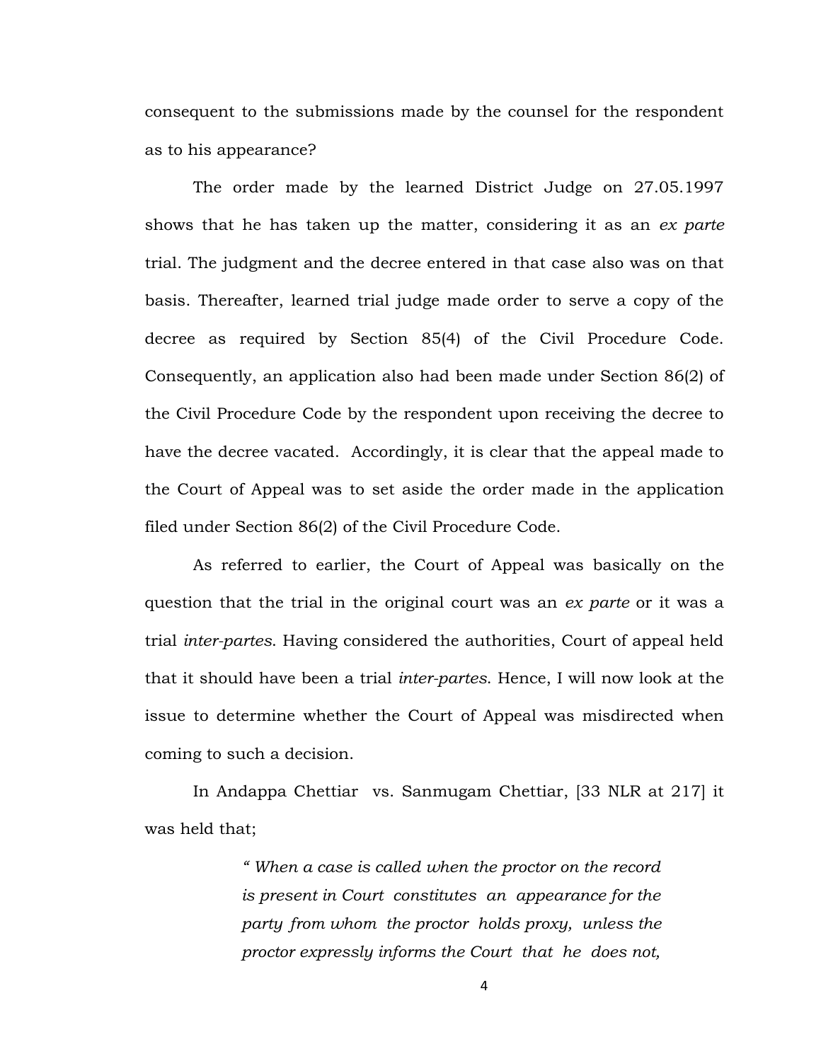consequent to the submissions made by the counsel for the respondent as to his appearance?

The order made by the learned District Judge on 27.05.1997 shows that he has taken up the matter, considering it as an *ex parte* trial. The judgment and the decree entered in that case also was on that basis. Thereafter, learned trial judge made order to serve a copy of the decree as required by Section 85(4) of the Civil Procedure Code. Consequently, an application also had been made under Section 86(2) of the Civil Procedure Code by the respondent upon receiving the decree to have the decree vacated. Accordingly, it is clear that the appeal made to the Court of Appeal was to set aside the order made in the application filed under Section 86(2) of the Civil Procedure Code.

As referred to earlier, the Court of Appeal was basically on the question that the trial in the original court was an *ex parte* or it was a trial *inter-partes*. Having considered the authorities, Court of appeal held that it should have been a trial *inter-partes*. Hence, I will now look at the issue to determine whether the Court of Appeal was misdirected when coming to such a decision.

In Andappa Chettiar vs. Sanmugam Chettiar, [33 NLR at 217] it was held that;

> *" When a case is called when the proctor on the record is present in Court constitutes an appearance for the party from whom the proctor holds proxy, unless the proctor expressly informs the Court that he does not,*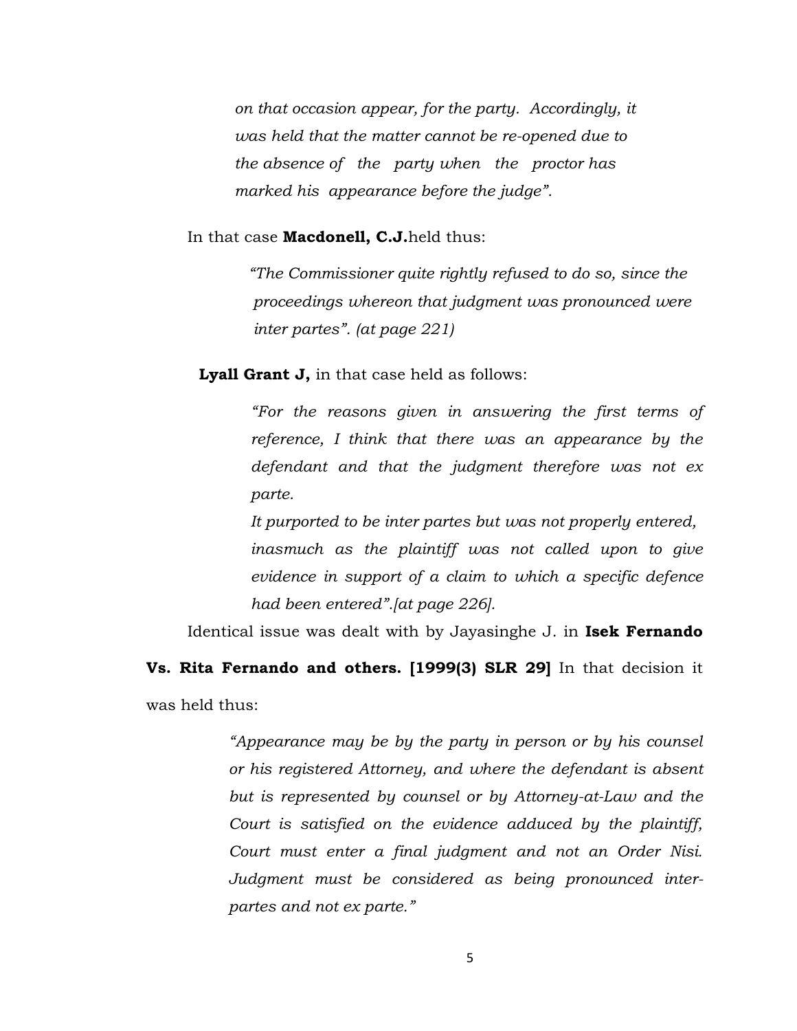*on that occasion appear, for the party. Accordingly, it was held that the matter cannot be re-opened due to the absence of the party when the proctor has marked his appearance before the judge".*

In that case **Macdonell, C.J.** held thus:

> *"The Commissioner quite rightly refused to do so, since the proceedings whereon that judgment was pronounced were inter partes". (at page 221)*

**Lyall Grant J,** in that case held as follows:

> *"For the reasons given in answering the first terms of reference, I think that there was an appearance by the defendant and that the judgment therefore was not ex parte.*
>
> *It purported to be inter partes but was not properly entered, inasmuch as the plaintiff was not called upon to give evidence in support of a claim to which a specific defence had been entered".[at page 226].*

Identical issue was dealt with by Jayasinghe J. in **Isek Fernando Vs. Rita Fernando and others. [1999(3) SLR 29]** In that decision it was held thus:

> *"Appearance may be by the party in person or by his counsel or his registered Attorney, and where the defendant is absent but is represented by counsel or by Attorney-at-Law and the Court is satisfied on the evidence adduced by the plaintiff, Court must enter a final judgment and not an Order Nisi. Judgment must be considered as being pronounced inter-partes and not ex parte."*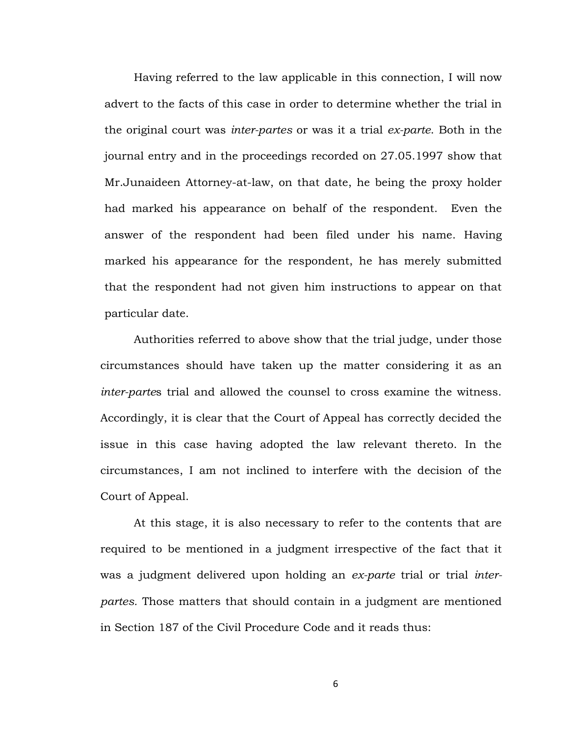Having referred to the law applicable in this connection, I will now advert to the facts of this case in order to determine whether the trial in the original court was *inter-partes* or was it a trial *ex-parte*. Both in the journal entry and in the proceedings recorded on 27.05.1997 show that Mr.Junaideen Attorney-at-law, on that date, he being the proxy holder had marked his appearance on behalf of the respondent. Even the answer of the respondent had been filed under his name. Having marked his appearance for the respondent, he has merely submitted that the respondent had not given him instructions to appear on that particular date.

Authorities referred to above show that the trial judge, under those circumstances should have taken up the matter considering it as an *inter-partes* trial and allowed the counsel to cross examine the witness. Accordingly, it is clear that the Court of Appeal has correctly decided the issue in this case having adopted the law relevant thereto. In the circumstances, I am not inclined to interfere with the decision of the Court of Appeal.

At this stage, it is also necessary to refer to the contents that are required to be mentioned in a judgment irrespective of the fact that it was a judgment delivered upon holding an *ex-parte* trial or trial *inter-partes*. Those matters that should contain in a judgment are mentioned in Section 187 of the Civil Procedure Code and it reads thus: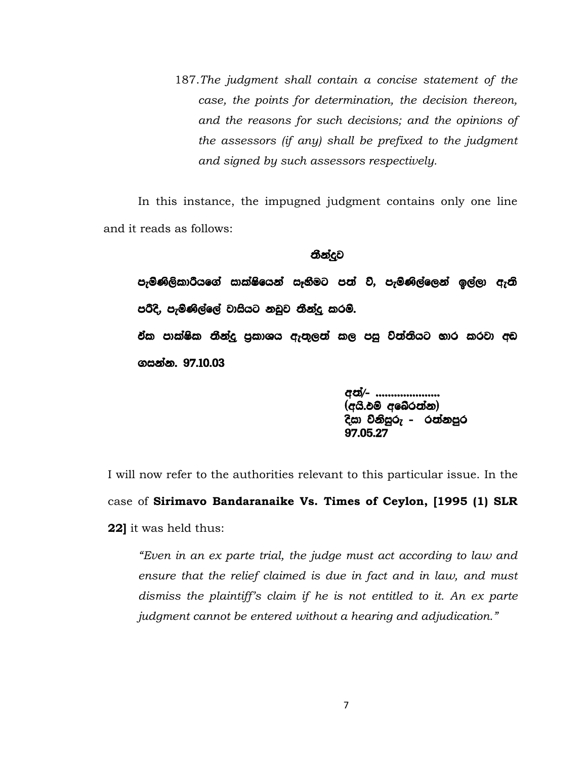> 187.*The judgment shall contain a concise statement of the case, the points for determination, the decision thereon, and the reasons for such decisions; and the opinions of the assessors (if any) shall be prefixed to the judgment and signed by such assessors respectively.*

In this instance, the impugned judgment contains only one line and it reads as follows:

**තීන්දුව**

**පැමිණිලිකාරියගේ සාක්ෂියෙන් සෑහීමට පත් වී, පැමිණිල්ලෙන් ඉල්ලා ඇති පරිදි, පැමිණිල්ලේ වාසියට නඩුව තීන්දු කරමි.**

**ඒක පාක්ෂික තීන්දු ප්‍රකාශය ඇතුලත් කල පසු විත්තියට භාර කරවා අඩ ගසන්න. 97.10.03**

**අත්/- .....................**
**(අයි.එම් අබේරත්න)**
**දිසා විනිසුරු - රත්නපුර**
**97.05.27**

I will now refer to the authorities relevant to this particular issue. In the case of **Sirimavo Bandaranaike Vs. Times of Ceylon, [1995 (1) SLR 22]** it was held thus:

> *"Even in an ex parte trial, the judge must act according to law and ensure that the relief claimed is due in fact and in law, and must dismiss the plaintiff's claim if he is not entitled to it. An ex parte judgment cannot be entered without a hearing and adjudication."*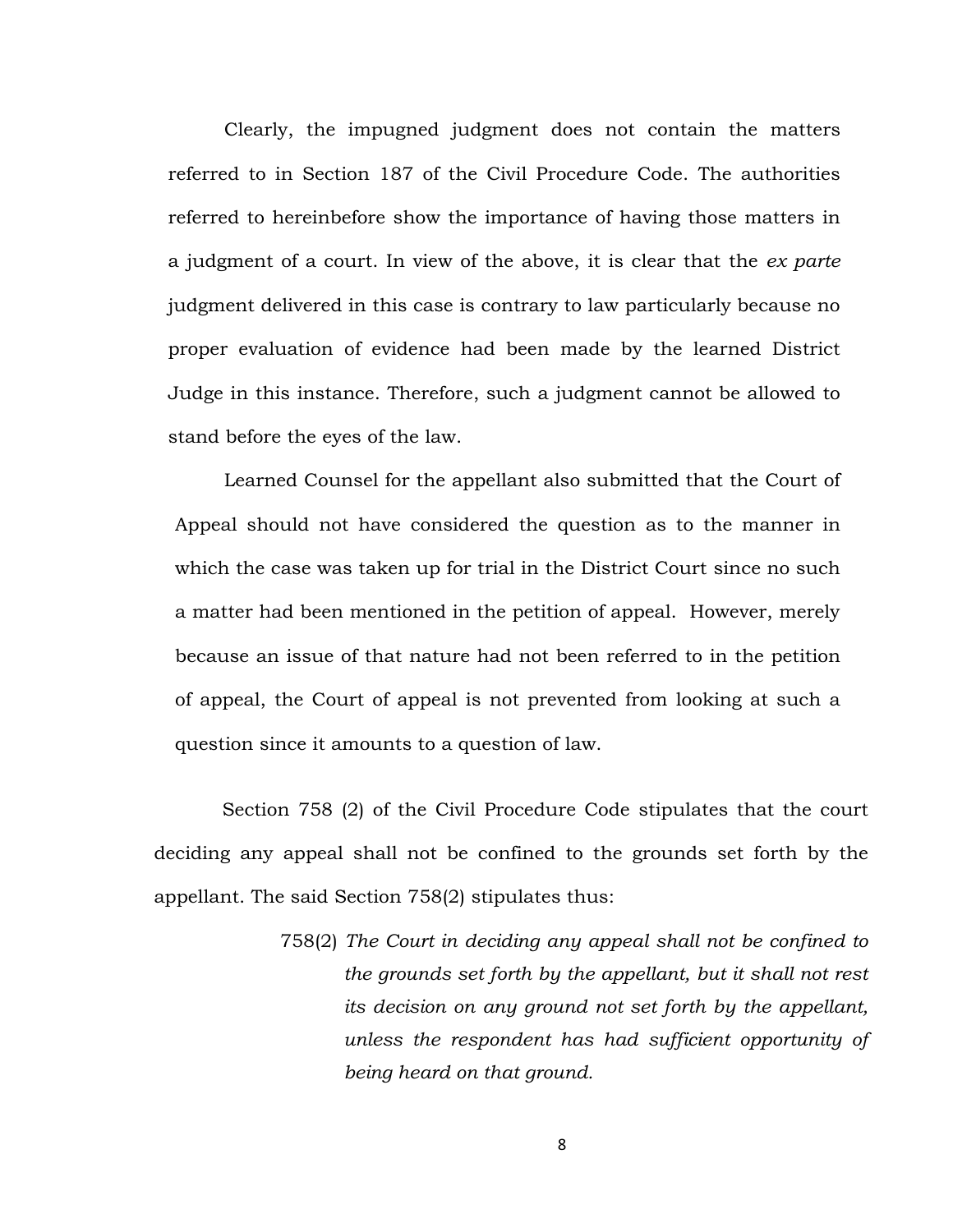Clearly, the impugned judgment does not contain the matters referred to in Section 187 of the Civil Procedure Code. The authorities referred to hereinbefore show the importance of having those matters in a judgment of a court. In view of the above, it is clear that the *ex parte* judgment delivered in this case is contrary to law particularly because no proper evaluation of evidence had been made by the learned District Judge in this instance. Therefore, such a judgment cannot be allowed to stand before the eyes of the law.

Learned Counsel for the appellant also submitted that the Court of Appeal should not have considered the question as to the manner in which the case was taken up for trial in the District Court since no such a matter had been mentioned in the petition of appeal. However, merely because an issue of that nature had not been referred to in the petition of appeal, the Court of appeal is not prevented from looking at such a question since it amounts to a question of law.

Section 758 (2) of the Civil Procedure Code stipulates that the court deciding any appeal shall not be confined to the grounds set forth by the appellant. The said Section 758(2) stipulates thus:

> 758(2) *The Court in deciding any appeal shall not be confined to the grounds set forth by the appellant, but it shall not rest its decision on any ground not set forth by the appellant, unless the respondent has had sufficient opportunity of being heard on that ground.*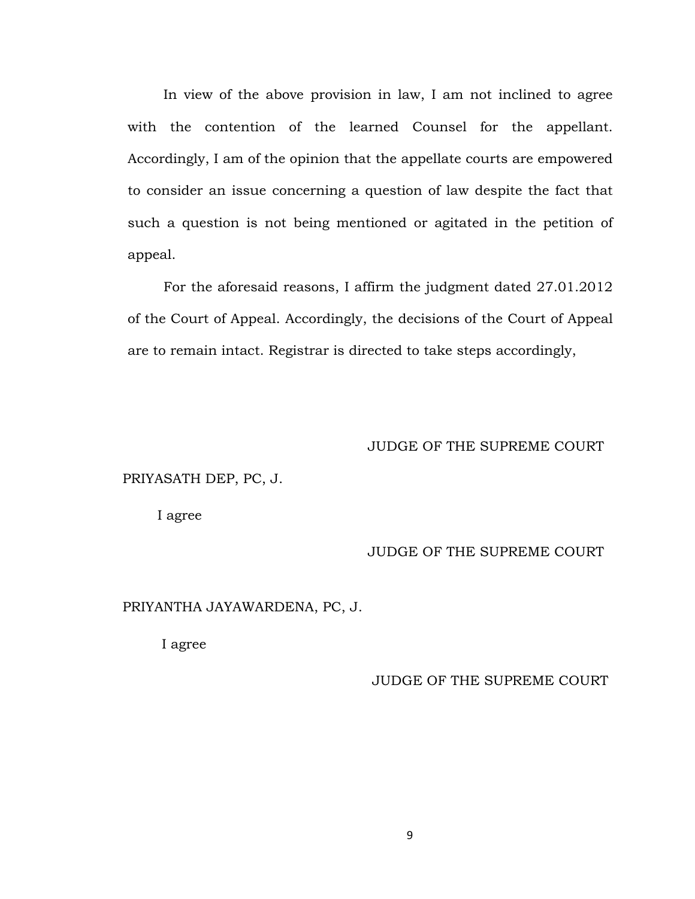In view of the above provision in law, I am not inclined to agree with the contention of the learned Counsel for the appellant. Accordingly, I am of the opinion that the appellate courts are empowered to consider an issue concerning a question of law despite the fact that such a question is not being mentioned or agitated in the petition of appeal.

For the aforesaid reasons, I affirm the judgment dated 27.01.2012 of the Court of Appeal. Accordingly, the decisions of the Court of Appeal are to remain intact. Registrar is directed to take steps accordingly,

JUDGE OF THE SUPREME COURT

PRIYASATH DEP, PC, J.

I agree

JUDGE OF THE SUPREME COURT

PRIYANTHA JAYAWARDENA, PC, J.

I agree

JUDGE OF THE SUPREME COURT